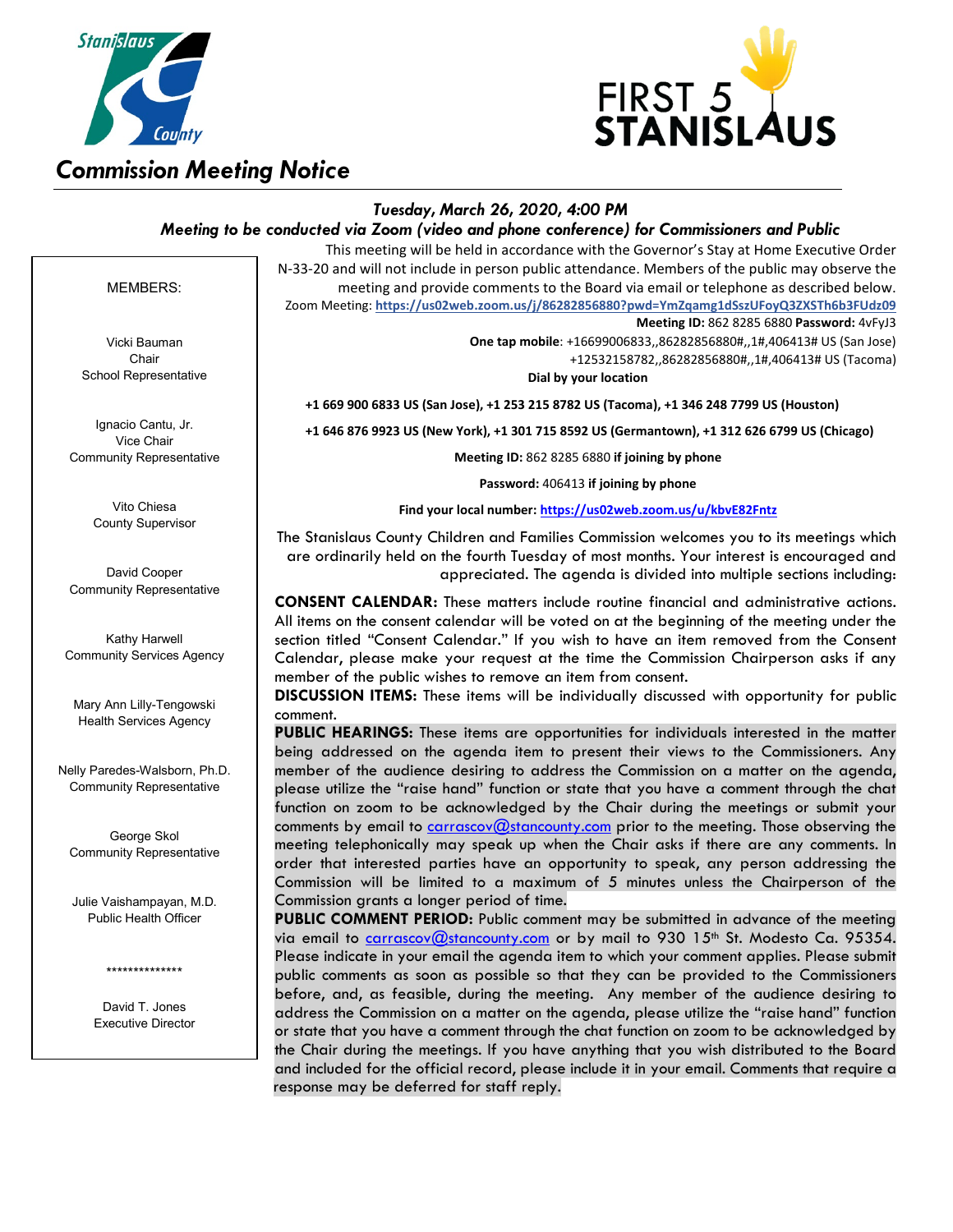Stanislaus County

FIRST 5 STANISLAUS

# Commission Meeting Notice

***Tuesday, March 26, 2020, 4:00 PM***

***Meeting to be conducted via Zoom (video and phone conference) for Commissioners and Public***

MEMBERS:

Vicki Bauman
Chair
School Representative

Ignacio Cantu, Jr.
Vice Chair
Community Representative

Vito Chiesa
County Supervisor

David Cooper
Community Representative

Kathy Harwell
Community Services Agency

Mary Ann Lilly-Tengowski
Health Services Agency

Nelly Paredes-Walsborn, Ph.D.
Community Representative

George Skol
Community Representative

Julie Vaishampayan, M.D.
Public Health Officer

**************

David T. Jones
Executive Director

This meeting will be held in accordance with the Governor's Stay at Home Executive Order N-33-20 and will not include in person public attendance. Members of the public may observe the meeting and provide comments to the Board via email or telephone as described below.

Zoom Meeting: **https://us02web.zoom.us/j/86282856880?pwd=YmZqamg1dSszUFoyQ3ZXSTh6b3FUdz09**

**Meeting ID:** 862 8285 6880 **Password:** 4vFyJ3

**One tap mobile**: +16699006833,,86282856880#,,1#,406413# US (San Jose)
+12532158782,,86282856880#,,1#,406413# US (Tacoma)

**Dial by your location**

**+1 669 900 6833 US (San Jose), +1 253 215 8782 US (Tacoma), +1 346 248 7799 US (Houston)**

**+1 646 876 9923 US (New York), +1 301 715 8592 US (Germantown), +1 312 626 6799 US (Chicago)**

**Meeting ID:** 862 8285 6880 **if joining by phone**

**Password:** 406413 **if joining by phone**

**Find your local number: https://us02web.zoom.us/u/kbvE82Fntz**

The Stanislaus County Children and Families Commission welcomes you to its meetings which are ordinarily held on the fourth Tuesday of most months. Your interest is encouraged and appreciated. The agenda is divided into multiple sections including:

**CONSENT CALENDAR:** These matters include routine financial and administrative actions. All items on the consent calendar will be voted on at the beginning of the meeting under the section titled "Consent Calendar." If you wish to have an item removed from the Consent Calendar, please make your request at the time the Commission Chairperson asks if any member of the public wishes to remove an item from consent.

**DISCUSSION ITEMS:** These items will be individually discussed with opportunity for public comment.

**PUBLIC HEARINGS:** These items are opportunities for individuals interested in the matter being addressed on the agenda item to present their views to the Commissioners. Any member of the audience desiring to address the Commission on a matter on the agenda, please utilize the "raise hand" function or state that you have a comment through the chat function on zoom to be acknowledged by the Chair during the meetings or submit your comments by email to carrascov@stancounty.com prior to the meeting. Those observing the meeting telephonically may speak up when the Chair asks if there are any comments. In order that interested parties have an opportunity to speak, any person addressing the Commission will be limited to a maximum of 5 minutes unless the Chairperson of the Commission grants a longer period of time.

**PUBLIC COMMENT PERIOD:** Public comment may be submitted in advance of the meeting via email to carrascov@stancounty.com or by mail to 930 15th St. Modesto Ca. 95354. Please indicate in your email the agenda item to which your comment applies. Please submit public comments as soon as possible so that they can be provided to the Commissioners before, and, as feasible, during the meeting. Any member of the audience desiring to address the Commission on a matter on the agenda, please utilize the "raise hand" function or state that you have a comment through the chat function on zoom to be acknowledged by the Chair during the meetings. If you have anything that you wish distributed to the Board and included for the official record, please include it in your email. Comments that require a response may be deferred for staff reply.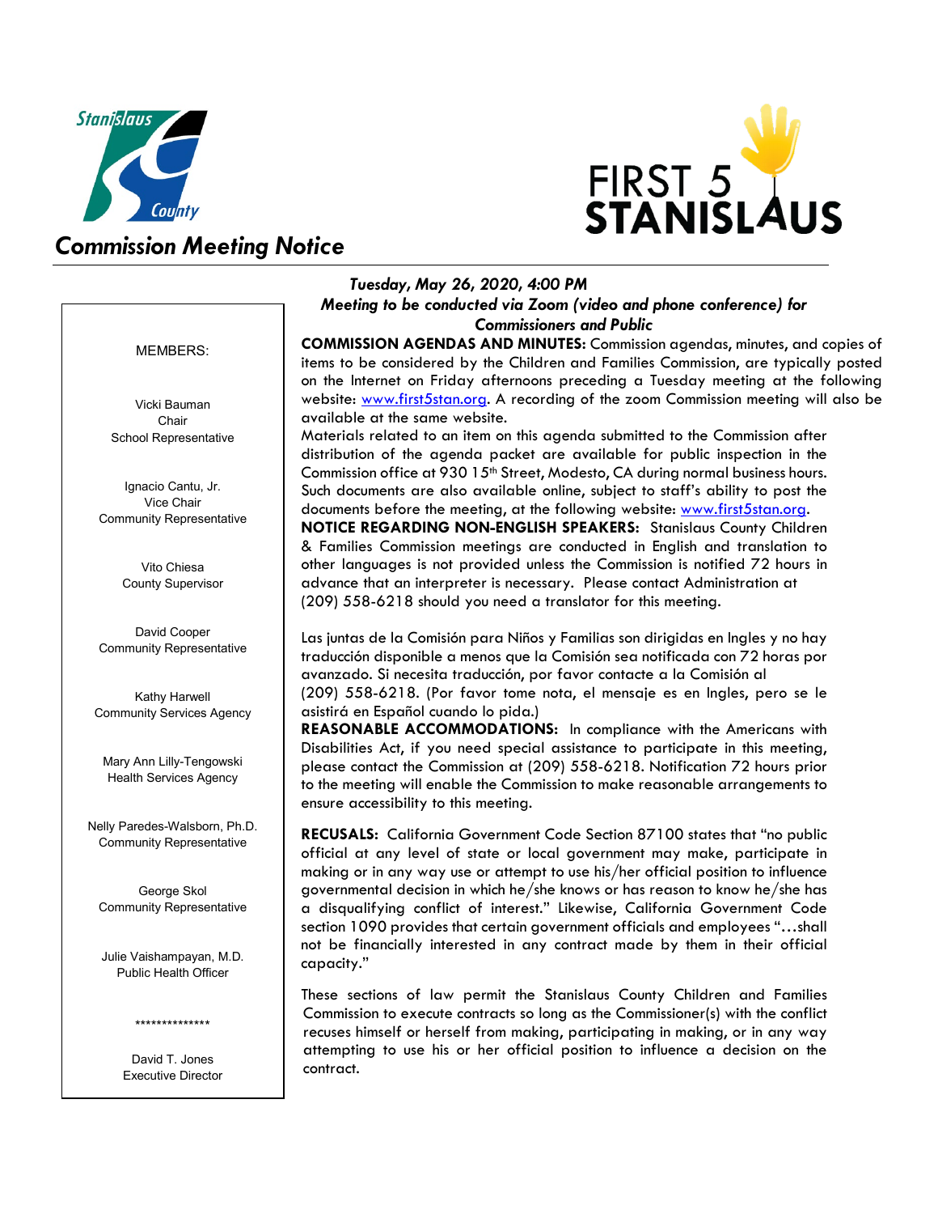# Commission Meeting Notice

***Tuesday, May 26, 2020, 4:00 PM***
***Meeting to be conducted via Zoom (video and phone conference) for Commissioners and Public***

MEMBERS:

Vicki Bauman
Chair
School Representative

Ignacio Cantu, Jr.
Vice Chair
Community Representative

Vito Chiesa
County Supervisor

David Cooper
Community Representative

Kathy Harwell
Community Services Agency

Mary Ann Lilly-Tengowski
Health Services Agency

Nelly Paredes-Walsborn, Ph.D.
Community Representative

George Skol
Community Representative

Julie Vaishampayan, M.D.
Public Health Officer

**************

David T. Jones
Executive Director

**COMMISSION AGENDAS AND MINUTES:** Commission agendas, minutes, and copies of items to be considered by the Children and Families Commission, are typically posted on the Internet on Friday afternoons preceding a Tuesday meeting at the following website: www.first5stan.org. A recording of the zoom Commission meeting will also be available at the same website.

Materials related to an item on this agenda submitted to the Commission after distribution of the agenda packet are available for public inspection in the Commission office at 930 15th Street, Modesto, CA during normal business hours. Such documents are also available online, subject to staff's ability to post the documents before the meeting, at the following website: www.first5stan.org.

**NOTICE REGARDING NON-ENGLISH SPEAKERS:** Stanislaus County Children & Families Commission meetings are conducted in English and translation to other languages is not provided unless the Commission is notified 72 hours in advance that an interpreter is necessary. Please contact Administration at (209) 558-6218 should you need a translator for this meeting.

Las juntas de la Comisión para Niños y Familias son dirigidas en Ingles y no hay traducción disponible a menos que la Comisión sea notificada con 72 horas por avanzado. Si necesita traducción, por favor contacte a la Comisión al (209) 558-6218. (Por favor tome nota, el mensaje es en Ingles, pero se le asistirá en Español cuando lo pida.)

**REASONABLE ACCOMMODATIONS:** In compliance with the Americans with Disabilities Act, if you need special assistance to participate in this meeting, please contact the Commission at (209) 558-6218. Notification 72 hours prior to the meeting will enable the Commission to make reasonable arrangements to ensure accessibility to this meeting.

**RECUSALS:** California Government Code Section 87100 states that "no public official at any level of state or local government may make, participate in making or in any way use or attempt to use his/her official position to influence governmental decision in which he/she knows or has reason to know he/she has a disqualifying conflict of interest." Likewise, California Government Code section 1090 provides that certain government officials and employees "…shall not be financially interested in any contract made by them in their official capacity."

These sections of law permit the Stanislaus County Children and Families Commission to execute contracts so long as the Commissioner(s) with the conflict recuses himself or herself from making, participating in making, or in any way attempting to use his or her official position to influence a decision on the contract.